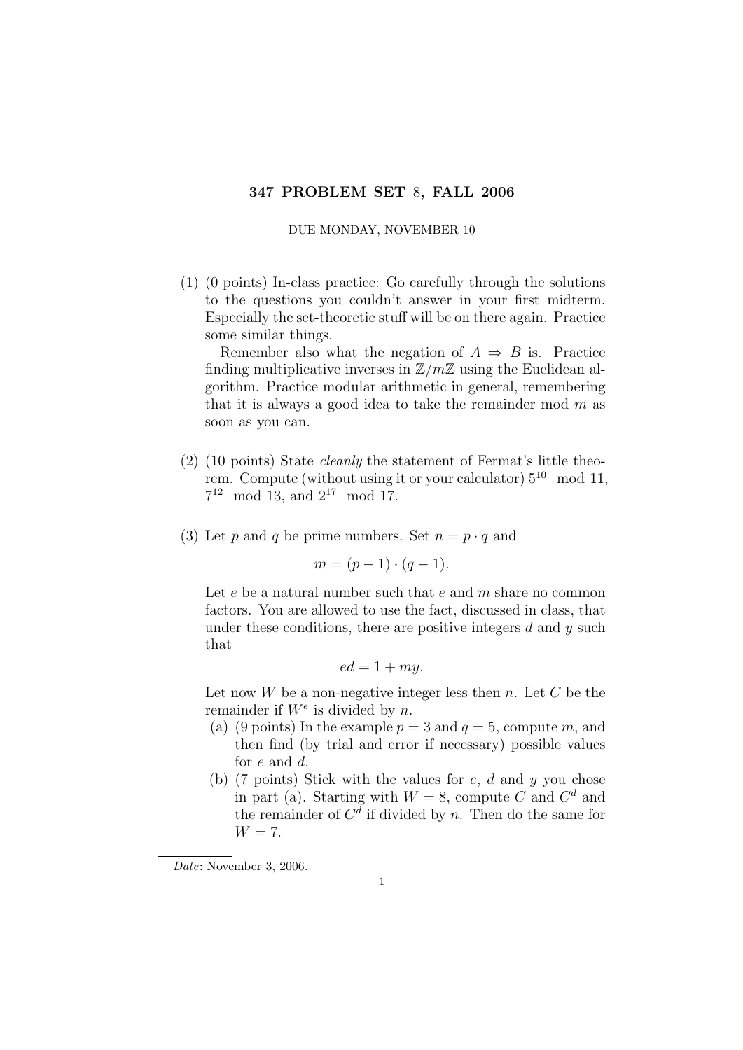# 347 PROBLEM SET 8, FALL 2006

DUE MONDAY, NOVEMBER 10

(1) (0 points) In-class practice: Go carefully through the solutions to the questions you couldn't answer in your first midterm. Especially the set-theoretic stuff will be on there again. Practice some similar things.

Remember also what the negation of $A \Rightarrow B$ is. Practice finding multiplicative inverses in $\mathbb{Z}/m\mathbb{Z}$ using the Euclidean algorithm. Practice modular arithmetic in general, remembering that it is always a good idea to take the remainder mod $m$ as soon as you can.

(2) (10 points) State *cleanly* the statement of Fermat's little theorem. Compute (without using it or your calculator) $5^{10} \mod 11$, $7^{12} \mod 13$, and $2^{17} \mod 17$.

(3) Let $p$ and $q$ be prime numbers. Set $n = p \cdot q$ and

$$m = (p-1) \cdot (q-1).$$

Let $e$ be a natural number such that $e$ and $m$ share no common factors. You are allowed to use the fact, discussed in class, that under these conditions, there are positive integers $d$ and $y$ such that

$$ed = 1 + my.$$

Let now $W$ be a non-negative integer less then $n$. Let $C$ be the remainder if $W^e$ is divided by $n$.

(a) (9 points) In the example $p = 3$ and $q = 5$, compute $m$, and then find (by trial and error if necessary) possible values for $e$ and $d$.

(b) (7 points) Stick with the values for $e$, $d$ and $y$ you chose in part (a). Starting with $W = 8$, compute $C$ and $C^d$ and the remainder of $C^d$ if divided by $n$. Then do the same for $W = 7$.

---

*Date*: November 3, 2006.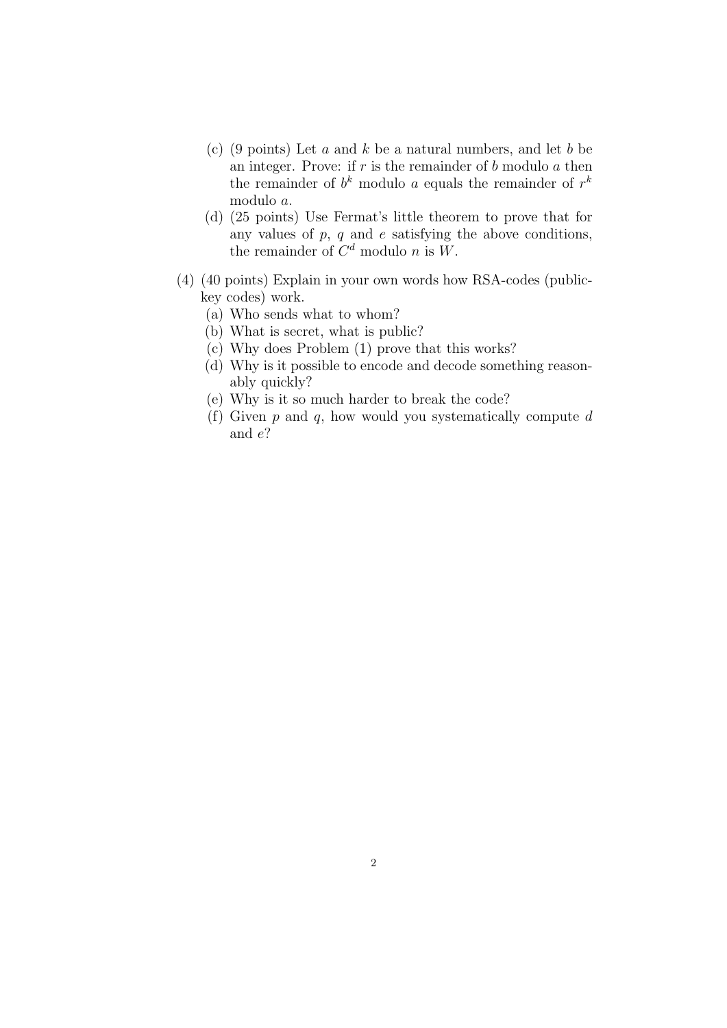(c) (9 points) Let $a$ and $k$ be a natural numbers, and let $b$ be an integer. Prove: if $r$ is the remainder of $b$ modulo $a$ then the remainder of $b^k$ modulo $a$ equals the remainder of $r^k$ modulo $a$.

(d) (25 points) Use Fermat's little theorem to prove that for any values of $p$, $q$ and $e$ satisfying the above conditions, the remainder of $C^d$ modulo $n$ is $W$.

(4) (40 points) Explain in your own words how RSA-codes (public-key codes) work.

(a) Who sends what to whom?

(b) What is secret, what is public?

(c) Why does Problem (1) prove that this works?

(d) Why is it possible to encode and decode something reasonably quickly?

(e) Why is it so much harder to break the code?

(f) Given $p$ and $q$, how would you systematically compute $d$ and $e$?